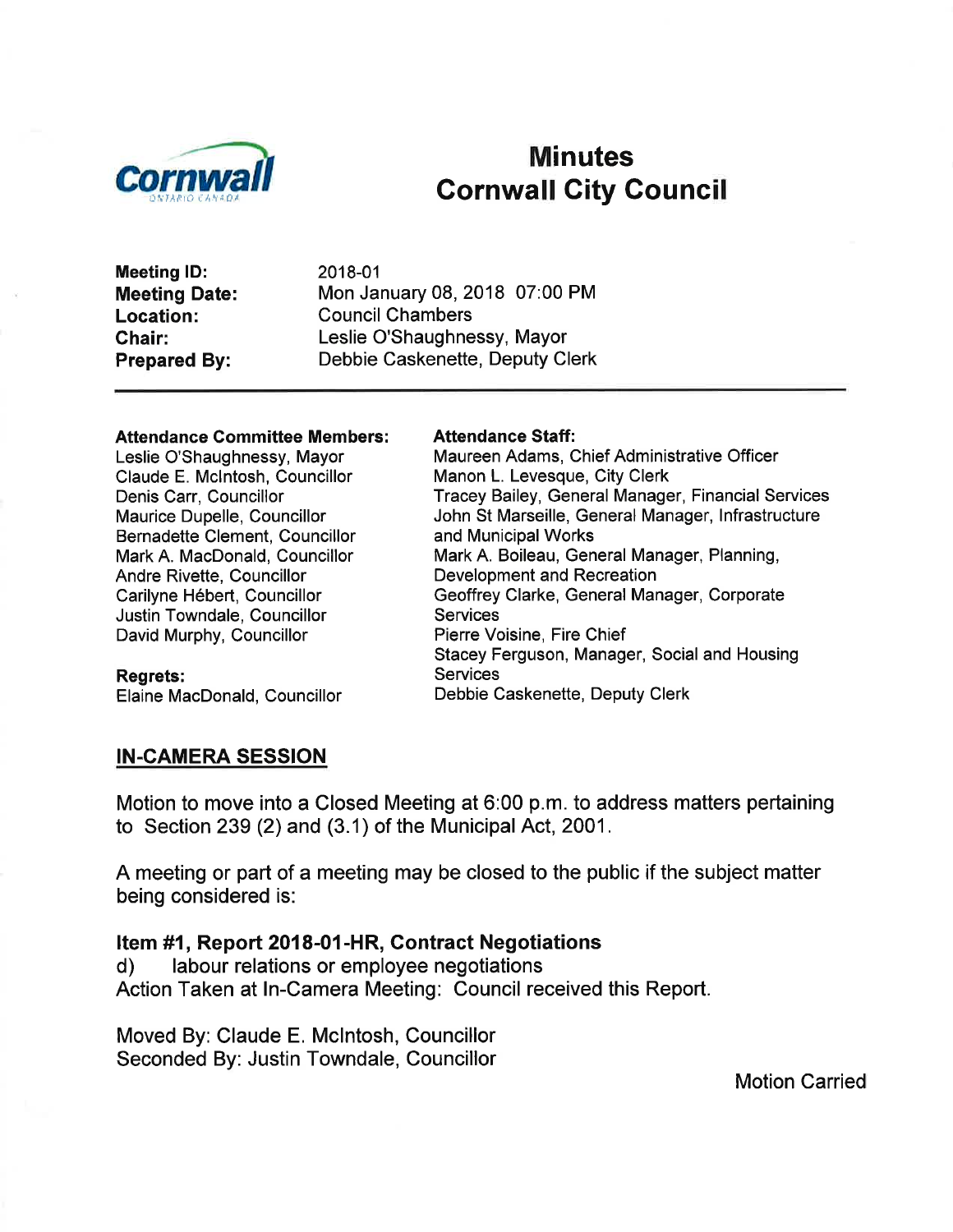# Minutes
# Cornwall City Council

**Meeting ID:** 2018-01
**Meeting Date:** Mon January 08, 2018 07:00 PM
**Location:** Council Chambers
**Chair:** Leslie O'Shaughnessy, Mayor
**Prepared By:** Debbie Caskenette, Deputy Clerk

---

**Attendance Committee Members:**
Leslie O'Shaughnessy, Mayor
Claude E. McIntosh, Councillor
Denis Carr, Councillor
Maurice Dupelle, Councillor
Bernadette Clement, Councillor
Mark A. MacDonald, Councillor
Andre Rivette, Councillor
Carilyne Hébert, Councillor
Justin Towndale, Councillor
David Murphy, Councillor

**Regrets:**
Elaine MacDonald, Councillor

**Attendance Staff:**
Maureen Adams, Chief Administrative Officer
Manon L. Levesque, City Clerk
Tracey Bailey, General Manager, Financial Services
John St Marseille, General Manager, Infrastructure and Municipal Works
Mark A. Boileau, General Manager, Planning, Development and Recreation
Geoffrey Clarke, General Manager, Corporate Services
Pierre Voisine, Fire Chief
Stacey Ferguson, Manager, Social and Housing Services
Debbie Caskenette, Deputy Clerk

## IN-CAMERA SESSION

Motion to move into a Closed Meeting at 6:00 p.m. to address matters pertaining to Section 239 (2) and (3.1) of the Municipal Act, 2001.

A meeting or part of a meeting may be closed to the public if the subject matter being considered is:

### Item #1, Report 2018-01-HR, Contract Negotiations

d) labour relations or employee negotiations
Action Taken at In-Camera Meeting: Council received this Report.

Moved By: Claude E. McIntosh, Councillor
Seconded By: Justin Towndale, Councillor

Motion Carried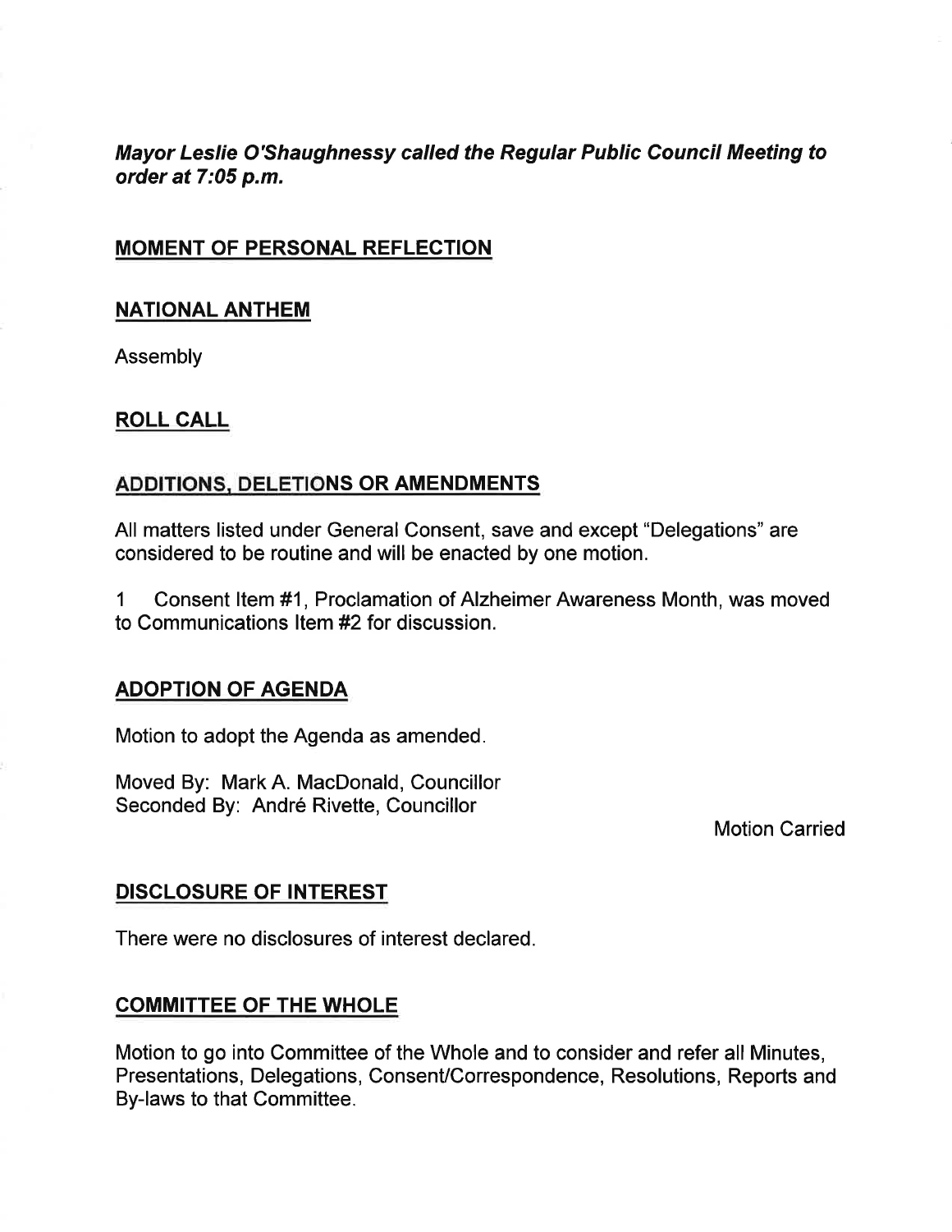***Mayor Leslie O'Shaughnessy called the Regular Public Council Meeting to order at 7:05 p.m.***

## MOMENT OF PERSONAL REFLECTION

## NATIONAL ANTHEM

Assembly

## ROLL CALL

## ADDITIONS, DELETIONS OR AMENDMENTS

All matters listed under General Consent, save and except "Delegations" are considered to be routine and will be enacted by one motion.

1 Consent Item #1, Proclamation of Alzheimer Awareness Month, was moved to Communications Item #2 for discussion.

## ADOPTION OF AGENDA

Motion to adopt the Agenda as amended.

Moved By: Mark A. MacDonald, Councillor
Seconded By: André Rivette, Councillor

Motion Carried

## DISCLOSURE OF INTEREST

There were no disclosures of interest declared.

## COMMITTEE OF THE WHOLE

Motion to go into Committee of the Whole and to consider and refer all Minutes, Presentations, Delegations, Consent/Correspondence, Resolutions, Reports and By-laws to that Committee.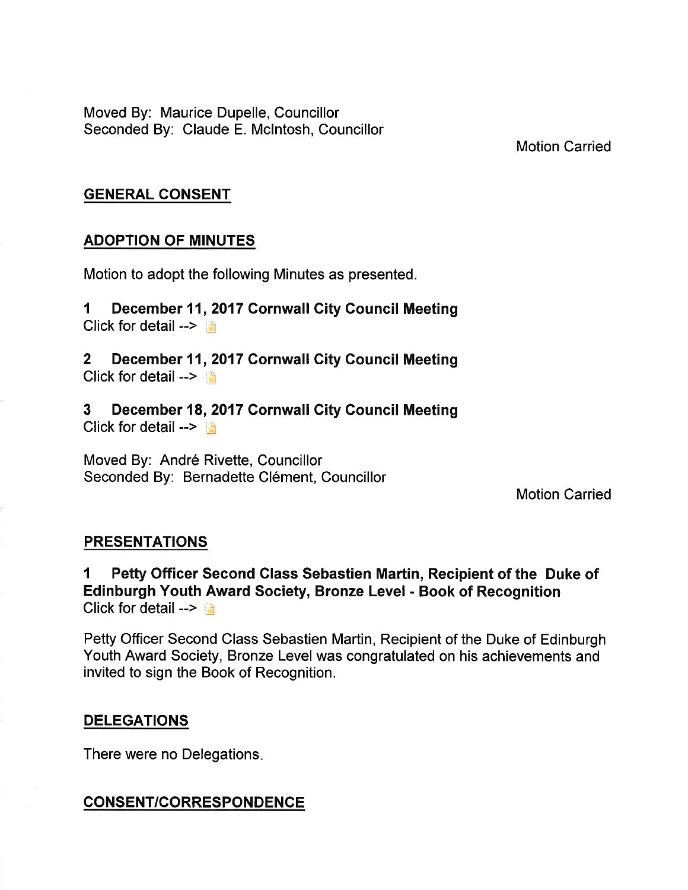Moved By: Maurice Dupelle, Councillor
Seconded By: Claude E. McIntosh, Councillor

Motion Carried

## GENERAL CONSENT

## ADOPTION OF MINUTES

Motion to adopt the following Minutes as presented.

**1 December 11, 2017 Cornwall City Council Meeting**
Click for detail -->

**2 December 11, 2017 Cornwall City Council Meeting**
Click for detail -->

**3 December 18, 2017 Cornwall City Council Meeting**
Click for detail -->

Moved By: André Rivette, Councillor
Seconded By: Bernadette Clément, Councillor

Motion Carried

## PRESENTATIONS

**1 Petty Officer Second Class Sebastien Martin, Recipient of the Duke of Edinburgh Youth Award Society, Bronze Level - Book of Recognition**
Click for detail -->

Petty Officer Second Class Sebastien Martin, Recipient of the Duke of Edinburgh Youth Award Society, Bronze Level was congratulated on his achievements and invited to sign the Book of Recognition.

## DELEGATIONS

There were no Delegations.

## CONSENT/CORRESPONDENCE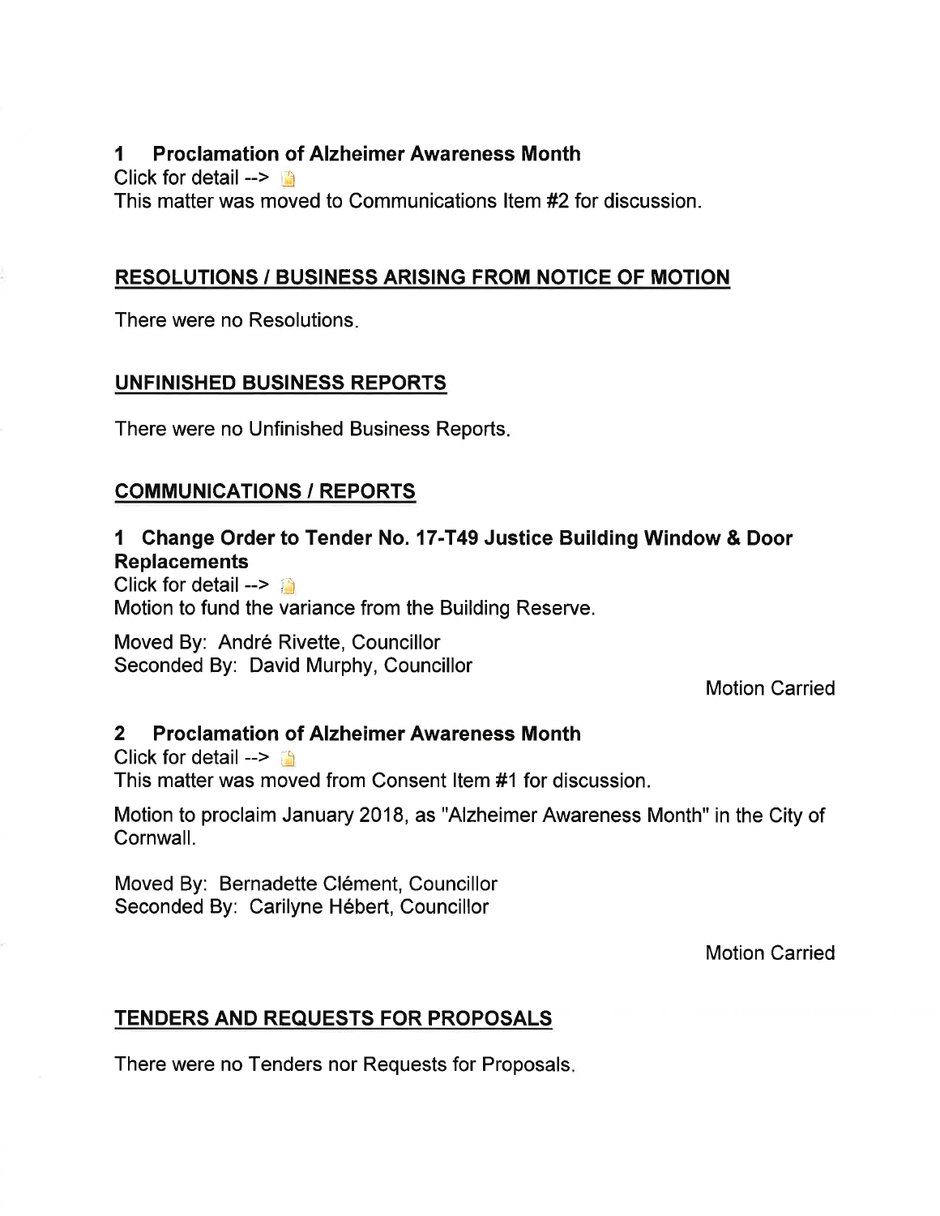### 1 Proclamation of Alzheimer Awareness Month

Click for detail -->

This matter was moved to Communications Item #2 for discussion.

## RESOLUTIONS / BUSINESS ARISING FROM NOTICE OF MOTION

There were no Resolutions.

## UNFINISHED BUSINESS REPORTS

There were no Unfinished Business Reports.

## COMMUNICATIONS / REPORTS

### 1 Change Order to Tender No. 17-T49 Justice Building Window & Door Replacements

Click for detail -->

Motion to fund the variance from the Building Reserve.

Moved By: André Rivette, Councillor
Seconded By: David Murphy, Councillor

Motion Carried

### 2 Proclamation of Alzheimer Awareness Month

Click for detail -->

This matter was moved from Consent Item #1 for discussion.

Motion to proclaim January 2018, as "Alzheimer Awareness Month" in the City of Cornwall.

Moved By: Bernadette Clément, Councillor
Seconded By: Carilyne Hébert, Councillor

Motion Carried

## TENDERS AND REQUESTS FOR PROPOSALS

There were no Tenders nor Requests for Proposals.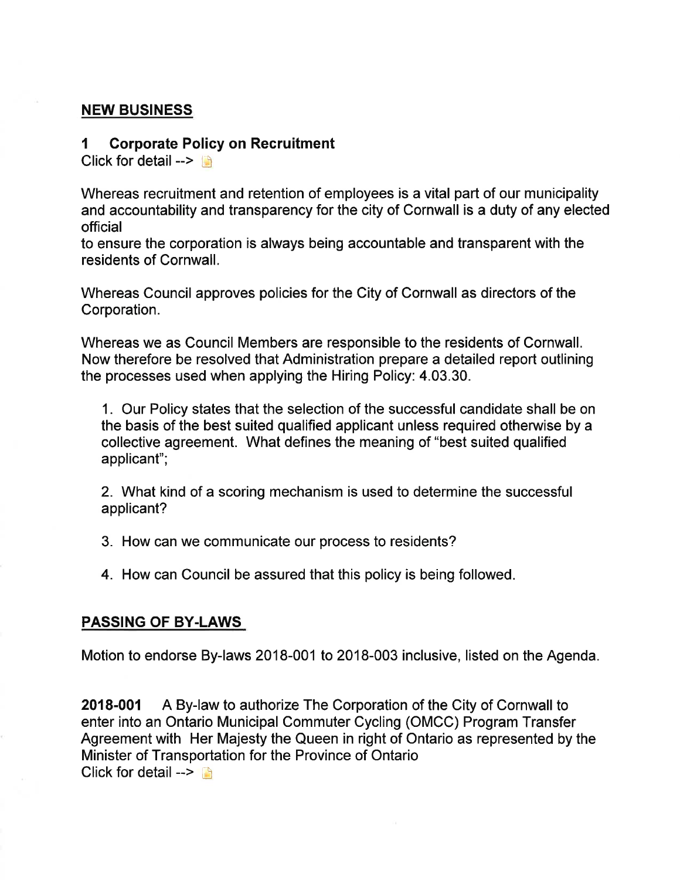## NEW BUSINESS

### 1 Corporate Policy on Recruitment

Click for detail -->

Whereas recruitment and retention of employees is a vital part of our municipality and accountability and transparency for the city of Cornwall is a duty of any elected official
to ensure the corporation is always being accountable and transparent with the residents of Cornwall.

Whereas Council approves policies for the City of Cornwall as directors of the Corporation.

Whereas we as Council Members are responsible to the residents of Cornwall. Now therefore be resolved that Administration prepare a detailed report outlining the processes used when applying the Hiring Policy: 4.03.30.

1. Our Policy states that the selection of the successful candidate shall be on the basis of the best suited qualified applicant unless required otherwise by a collective agreement. What defines the meaning of "best suited qualified applicant";

2. What kind of a scoring mechanism is used to determine the successful applicant?

3. How can we communicate our process to residents?

4. How can Council be assured that this policy is being followed.

## PASSING OF BY-LAWS

Motion to endorse By-laws 2018-001 to 2018-003 inclusive, listed on the Agenda.

**2018-001** A By-law to authorize The Corporation of the City of Cornwall to enter into an Ontario Municipal Commuter Cycling (OMCC) Program Transfer Agreement with Her Majesty the Queen in right of Ontario as represented by the Minister of Transportation for the Province of Ontario
Click for detail -->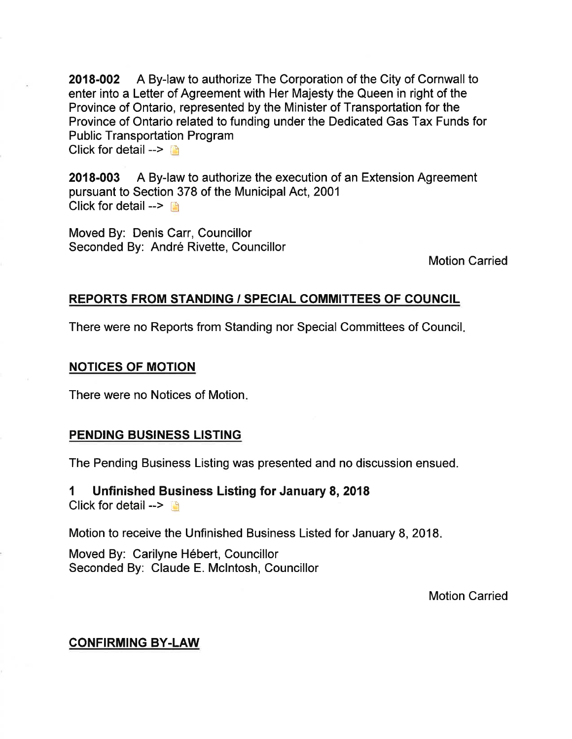**2018-002** A By-law to authorize The Corporation of the City of Cornwall to enter into a Letter of Agreement with Her Majesty the Queen in right of the Province of Ontario, represented by the Minister of Transportation for the Province of Ontario related to funding under the Dedicated Gas Tax Funds for Public Transportation Program
Click for detail -->

**2018-003** A By-law to authorize the execution of an Extension Agreement pursuant to Section 378 of the Municipal Act, 2001
Click for detail -->

Moved By: Denis Carr, Councillor
Seconded By: André Rivette, Councillor

Motion Carried

## REPORTS FROM STANDING / SPECIAL COMMITTEES OF COUNCIL

There were no Reports from Standing nor Special Committees of Council.

## NOTICES OF MOTION

There were no Notices of Motion.

## PENDING BUSINESS LISTING

The Pending Business Listing was presented and no discussion ensued.

### 1 Unfinished Business Listing for January 8, 2018

Click for detail -->

Motion to receive the Unfinished Business Listed for January 8, 2018.

Moved By: Carilyne Hébert, Councillor
Seconded By: Claude E. McIntosh, Councillor

Motion Carried

## CONFIRMING BY-LAW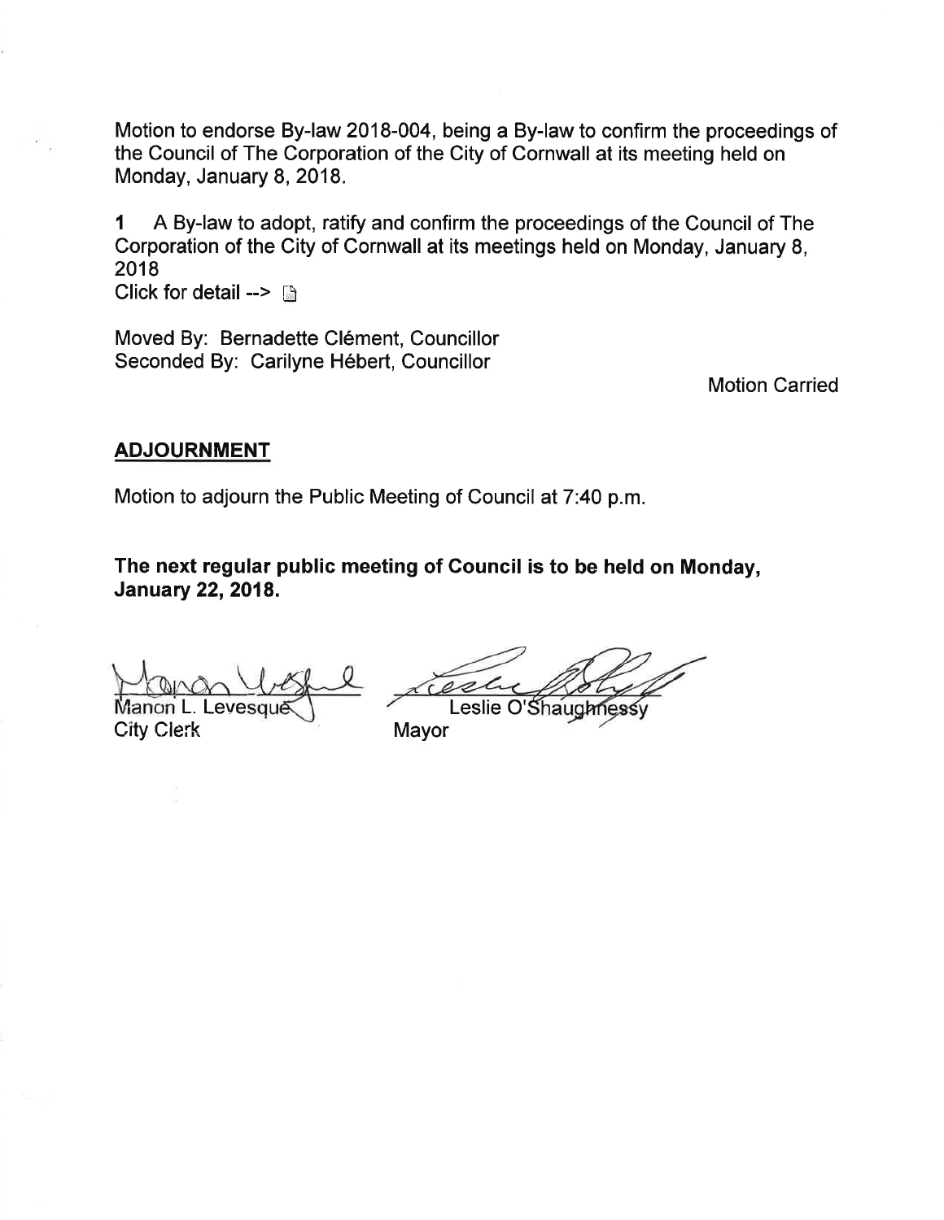Motion to endorse By-law 2018-004, being a By-law to confirm the proceedings of the Council of The Corporation of the City of Cornwall at its meeting held on Monday, January 8, 2018.

1 A By-law to adopt, ratify and confirm the proceedings of the Council of The Corporation of the City of Cornwall at its meetings held on Monday, January 8, 2018

Click for detail -->

Moved By: Bernadette Clément, Councillor
Seconded By: Carilyne Hébert, Councillor

Motion Carried

## ADJOURNMENT

Motion to adjourn the Public Meeting of Council at 7:40 p.m.

**The next regular public meeting of Council is to be held on Monday, January 22, 2018.**

Manon L. Levesque
City Clerk

Leslie O'Shaughnessy
Mayor